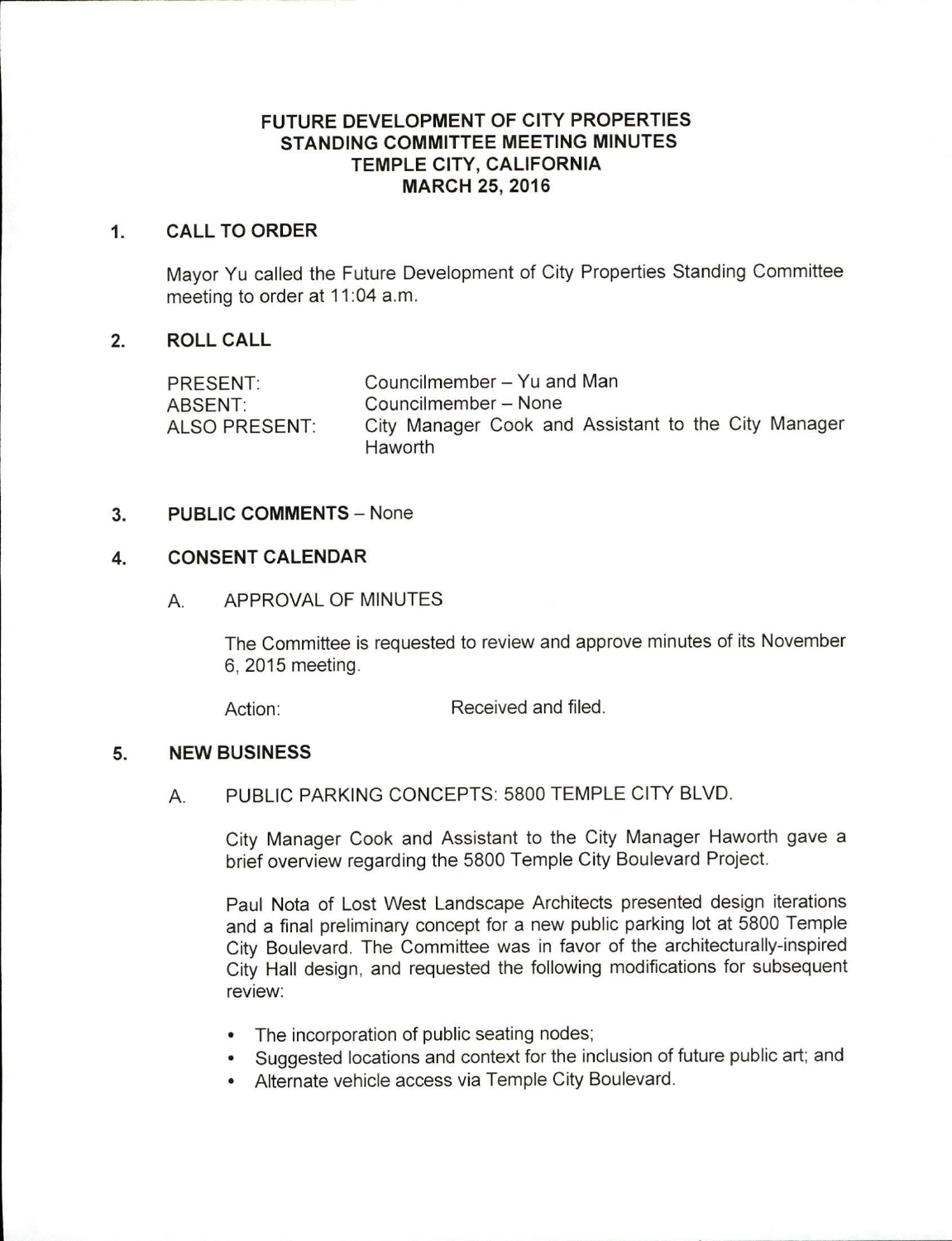# FUTURE DEVELOPMENT OF CITY PROPERTIES STANDING COMMITTEE MEETING MINUTES TEMPLE CITY, CALIFORNIA MARCH 25, 2016

## 1. CALL TO ORDER

Mayor Yu called the Future Development of City Properties Standing Committee meeting to order at 11:04 a.m.

## 2. ROLL CALL

| | |
|---|---|
| PRESENT: | Councilmember – Yu and Man |
| ABSENT: | Councilmember – None |
| ALSO PRESENT: | City Manager Cook and Assistant to the City Manager Haworth |

## 3. PUBLIC COMMENTS – None

## 4. CONSENT CALENDAR

### A. APPROVAL OF MINUTES

The Committee is requested to review and approve minutes of its November 6, 2015 meeting.

Action: Received and filed.

## 5. NEW BUSINESS

### A. PUBLIC PARKING CONCEPTS: 5800 TEMPLE CITY BLVD.

City Manager Cook and Assistant to the City Manager Haworth gave a brief overview regarding the 5800 Temple City Boulevard Project.

Paul Nota of Lost West Landscape Architects presented design iterations and a final preliminary concept for a new public parking lot at 5800 Temple City Boulevard. The Committee was in favor of the architecturally-inspired City Hall design, and requested the following modifications for subsequent review:

- The incorporation of public seating nodes;
- Suggested locations and context for the inclusion of future public art; and
- Alternate vehicle access via Temple City Boulevard.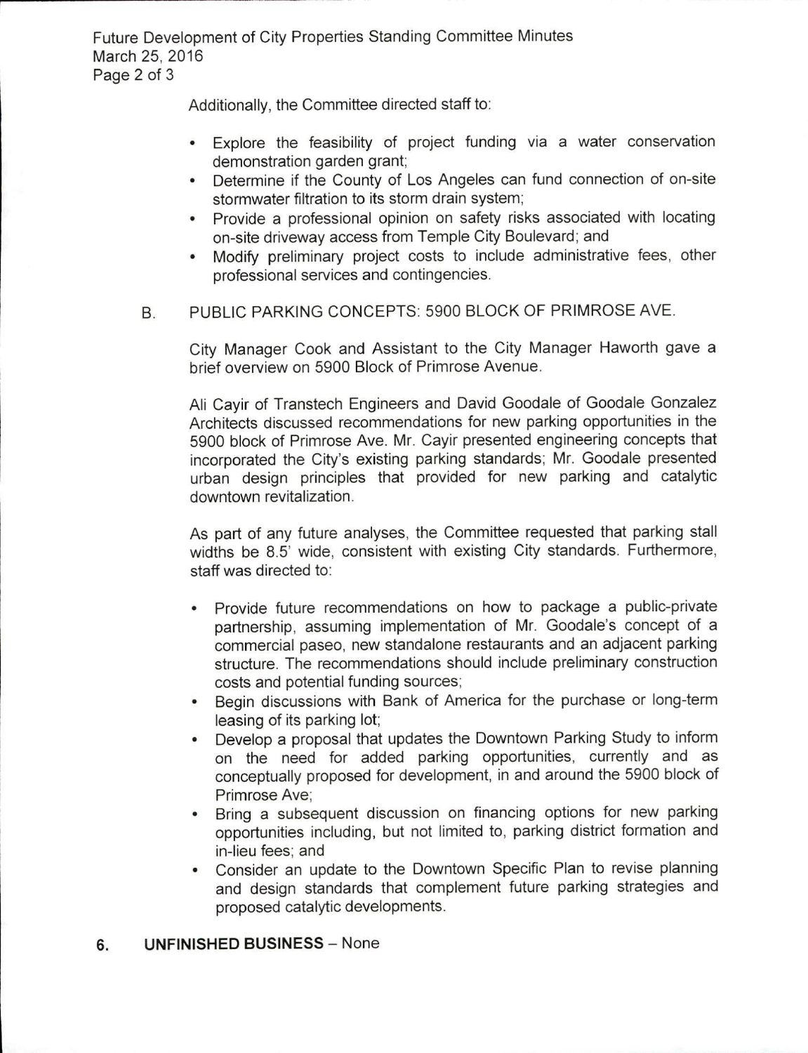Additionally, the Committee directed staff to:

- Explore the feasibility of project funding via a water conservation demonstration garden grant;
- Determine if the County of Los Angeles can fund connection of on-site stormwater filtration to its storm drain system;
- Provide a professional opinion on safety risks associated with locating on-site driveway access from Temple City Boulevard; and
- Modify preliminary project costs to include administrative fees, other professional services and contingencies.

B. PUBLIC PARKING CONCEPTS: 5900 BLOCK OF PRIMROSE AVE.

City Manager Cook and Assistant to the City Manager Haworth gave a brief overview on 5900 Block of Primrose Avenue.

Ali Cayir of Transtech Engineers and David Goodale of Goodale Gonzalez Architects discussed recommendations for new parking opportunities in the 5900 block of Primrose Ave. Mr. Cayir presented engineering concepts that incorporated the City's existing parking standards; Mr. Goodale presented urban design principles that provided for new parking and catalytic downtown revitalization.

As part of any future analyses, the Committee requested that parking stall widths be 8.5' wide, consistent with existing City standards. Furthermore, staff was directed to:

- Provide future recommendations on how to package a public-private partnership, assuming implementation of Mr. Goodale's concept of a commercial paseo, new standalone restaurants and an adjacent parking structure. The recommendations should include preliminary construction costs and potential funding sources;
- Begin discussions with Bank of America for the purchase or long-term leasing of its parking lot;
- Develop a proposal that updates the Downtown Parking Study to inform on the need for added parking opportunities, currently and as conceptually proposed for development, in and around the 5900 block of Primrose Ave;
- Bring a subsequent discussion on financing options for new parking opportunities including, but not limited to, parking district formation and in-lieu fees; and
- Consider an update to the Downtown Specific Plan to revise planning and design standards that complement future parking strategies and proposed catalytic developments.

**6. UNFINISHED BUSINESS** – None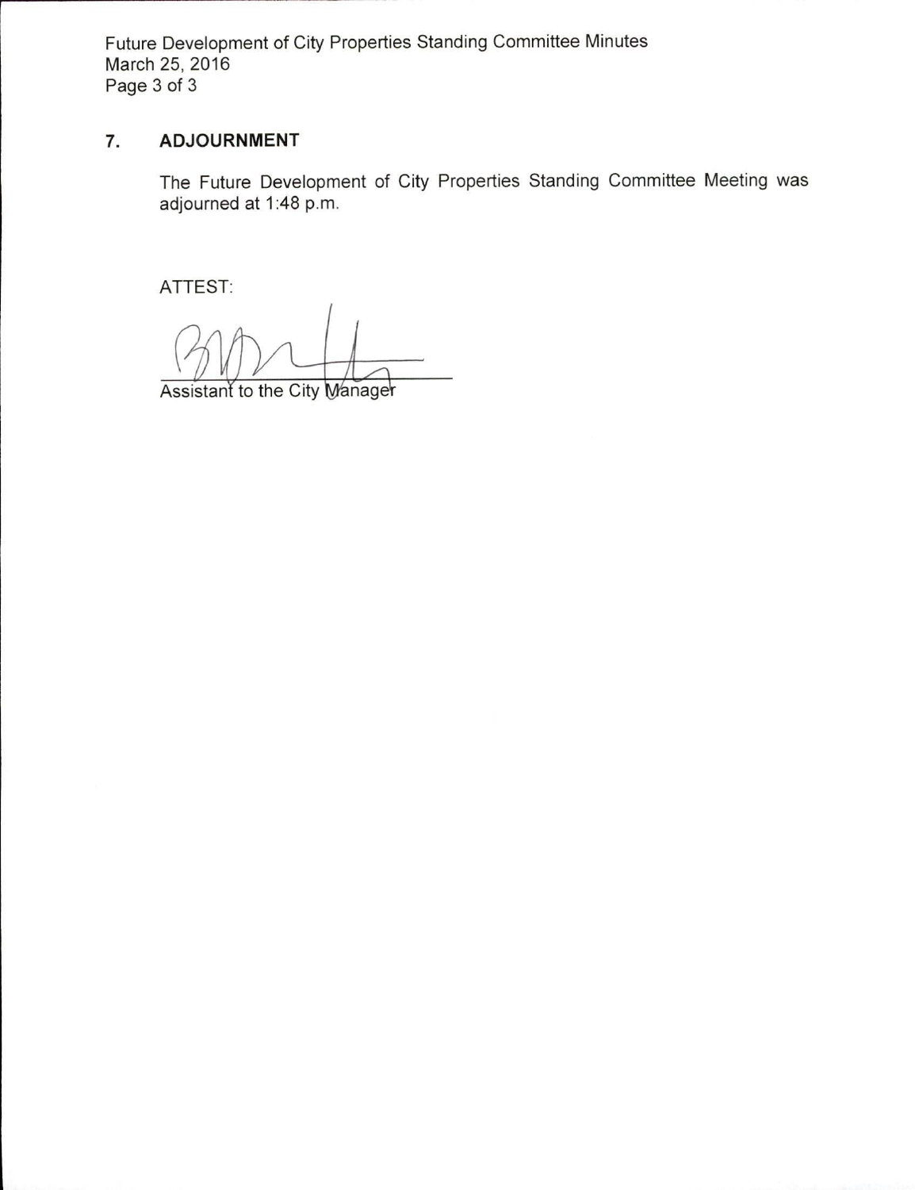## 7. ADJOURNMENT

The Future Development of City Properties Standing Committee Meeting was adjourned at 1:48 p.m.

ATTEST:

Assistant to the City Manager